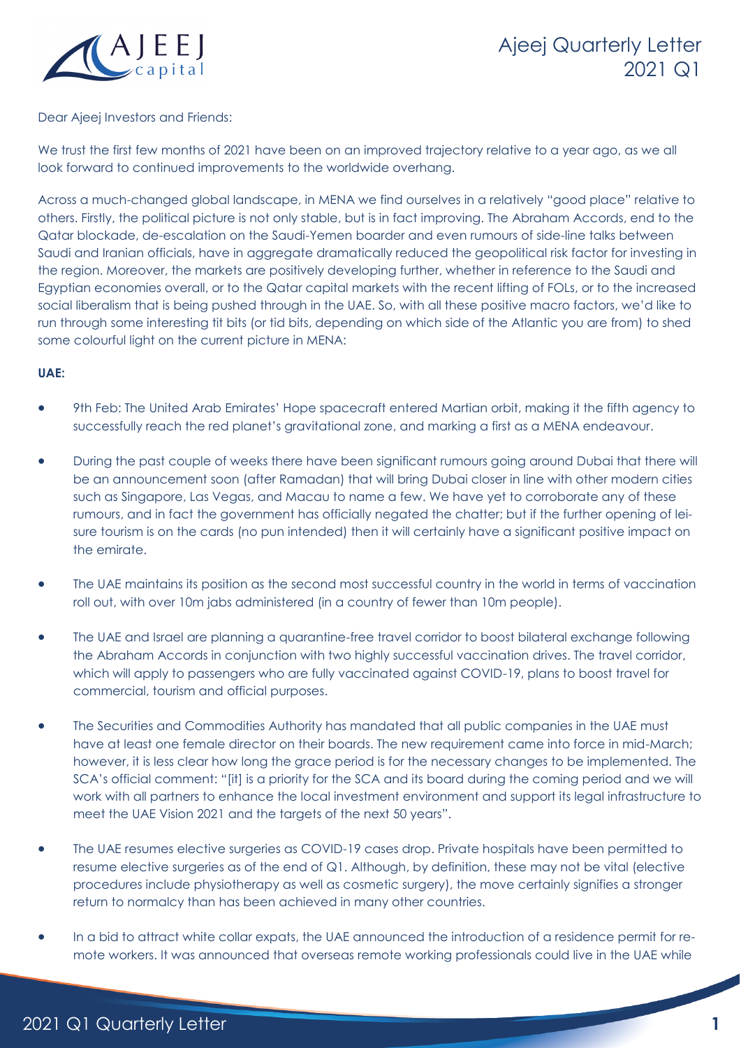Dear Ajeej Investors and Friends:

We trust the first few months of 2021 have been on an improved trajectory relative to a year ago, as we all look forward to continued improvements to the worldwide overhang.

Across a much-changed global landscape, in MENA we find ourselves in a relatively "good place" relative to others. Firstly, the political picture is not only stable, but is in fact improving. The Abraham Accords, end to the Qatar blockade, de-escalation on the Saudi-Yemen boarder and even rumours of side-line talks between Saudi and Iranian officials, have in aggregate dramatically reduced the geopolitical risk factor for investing in the region. Moreover, the markets are positively developing further, whether in reference to the Saudi and Egyptian economies overall, or to the Qatar capital markets with the recent lifting of FOLs, or to the increased social liberalism that is being pushed through in the UAE. So, with all these positive macro factors, we'd like to run through some interesting tit bits (or tid bits, depending on which side of the Atlantic you are from) to shed some colourful light on the current picture in MENA:

**UAE:**

- 9th Feb: The United Arab Emirates' Hope spacecraft entered Martian orbit, making it the fifth agency to successfully reach the red planet's gravitational zone, and marking a first as a MENA endeavour.
- During the past couple of weeks there have been significant rumours going around Dubai that there will be an announcement soon (after Ramadan) that will bring Dubai closer in line with other modern cities such as Singapore, Las Vegas, and Macau to name a few. We have yet to corroborate any of these rumours, and in fact the government has officially negated the chatter; but if the further opening of leisure tourism is on the cards (no pun intended) then it will certainly have a significant positive impact on the emirate.
- The UAE maintains its position as the second most successful country in the world in terms of vaccination roll out, with over 10m jabs administered (in a country of fewer than 10m people).
- The UAE and Israel are planning a quarantine-free travel corridor to boost bilateral exchange following the Abraham Accords in conjunction with two highly successful vaccination drives. The travel corridor, which will apply to passengers who are fully vaccinated against COVID-19, plans to boost travel for commercial, tourism and official purposes.
- The Securities and Commodities Authority has mandated that all public companies in the UAE must have at least one female director on their boards. The new requirement came into force in mid-March; however, it is less clear how long the grace period is for the necessary changes to be implemented. The SCA's official comment: "[it] is a priority for the SCA and its board during the coming period and we will work with all partners to enhance the local investment environment and support its legal infrastructure to meet the UAE Vision 2021 and the targets of the next 50 years".
- The UAE resumes elective surgeries as COVID-19 cases drop. Private hospitals have been permitted to resume elective surgeries as of the end of Q1. Although, by definition, these may not be vital (elective procedures include physiotherapy as well as cosmetic surgery), the move certainly signifies a stronger return to normalcy than has been achieved in many other countries.
- In a bid to attract white collar expats, the UAE announced the introduction of a residence permit for remote workers. It was announced that overseas remote working professionals could live in the UAE while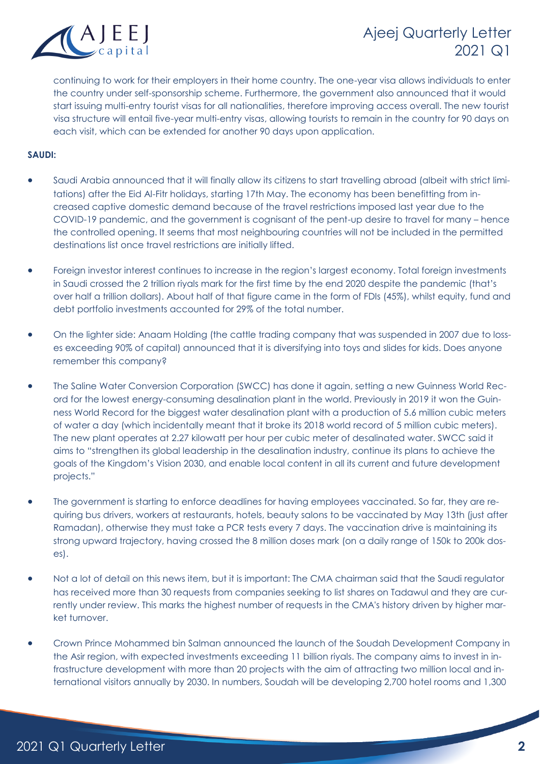continuing to work for their employers in their home country. The one-year visa allows individuals to enter the country under self-sponsorship scheme. Furthermore, the government also announced that it would start issuing multi-entry tourist visas for all nationalities, therefore improving access overall. The new tourist visa structure will entail five-year multi-entry visas, allowing tourists to remain in the country for 90 days on each visit, which can be extended for another 90 days upon application.

**SAUDI:**

- Saudi Arabia announced that it will finally allow its citizens to start travelling abroad (albeit with strict limitations) after the Eid Al-Fitr holidays, starting 17th May. The economy has been benefitting from increased captive domestic demand because of the travel restrictions imposed last year due to the COVID-19 pandemic, and the government is cognisant of the pent-up desire to travel for many – hence the controlled opening. It seems that most neighbouring countries will not be included in the permitted destinations list once travel restrictions are initially lifted.

- Foreign investor interest continues to increase in the region's largest economy. Total foreign investments in Saudi crossed the 2 trillion riyals mark for the first time by the end 2020 despite the pandemic (that's over half a trillion dollars). About half of that figure came in the form of FDIs (45%), whilst equity, fund and debt portfolio investments accounted for 29% of the total number.

- On the lighter side: Anaam Holding (the cattle trading company that was suspended in 2007 due to losses exceeding 90% of capital) announced that it is diversifying into toys and slides for kids. Does anyone remember this company?

- The Saline Water Conversion Corporation (SWCC) has done it again, setting a new Guinness World Record for the lowest energy-consuming desalination plant in the world. Previously in 2019 it won the Guinness World Record for the biggest water desalination plant with a production of 5.6 million cubic meters of water a day (which incidentally meant that it broke its 2018 world record of 5 million cubic meters). The new plant operates at 2.27 kilowatt per hour per cubic meter of desalinated water. SWCC said it aims to "strengthen its global leadership in the desalination industry, continue its plans to achieve the goals of the Kingdom's Vision 2030, and enable local content in all its current and future development projects."

- The government is starting to enforce deadlines for having employees vaccinated. So far, they are requiring bus drivers, workers at restaurants, hotels, beauty salons to be vaccinated by May 13th (just after Ramadan), otherwise they must take a PCR tests every 7 days. The vaccination drive is maintaining its strong upward trajectory, having crossed the 8 million doses mark (on a daily range of 150k to 200k doses).

- Not a lot of detail on this news item, but it is important: The CMA chairman said that the Saudi regulator has received more than 30 requests from companies seeking to list shares on Tadawul and they are currently under review. This marks the highest number of requests in the CMA's history driven by higher market turnover.

- Crown Prince Mohammed bin Salman announced the launch of the Soudah Development Company in the Asir region, with expected investments exceeding 11 billion riyals. The company aims to invest in infrastructure development with more than 20 projects with the aim of attracting two million local and international visitors annually by 2030. In numbers, Soudah will be developing 2,700 hotel rooms and 1,300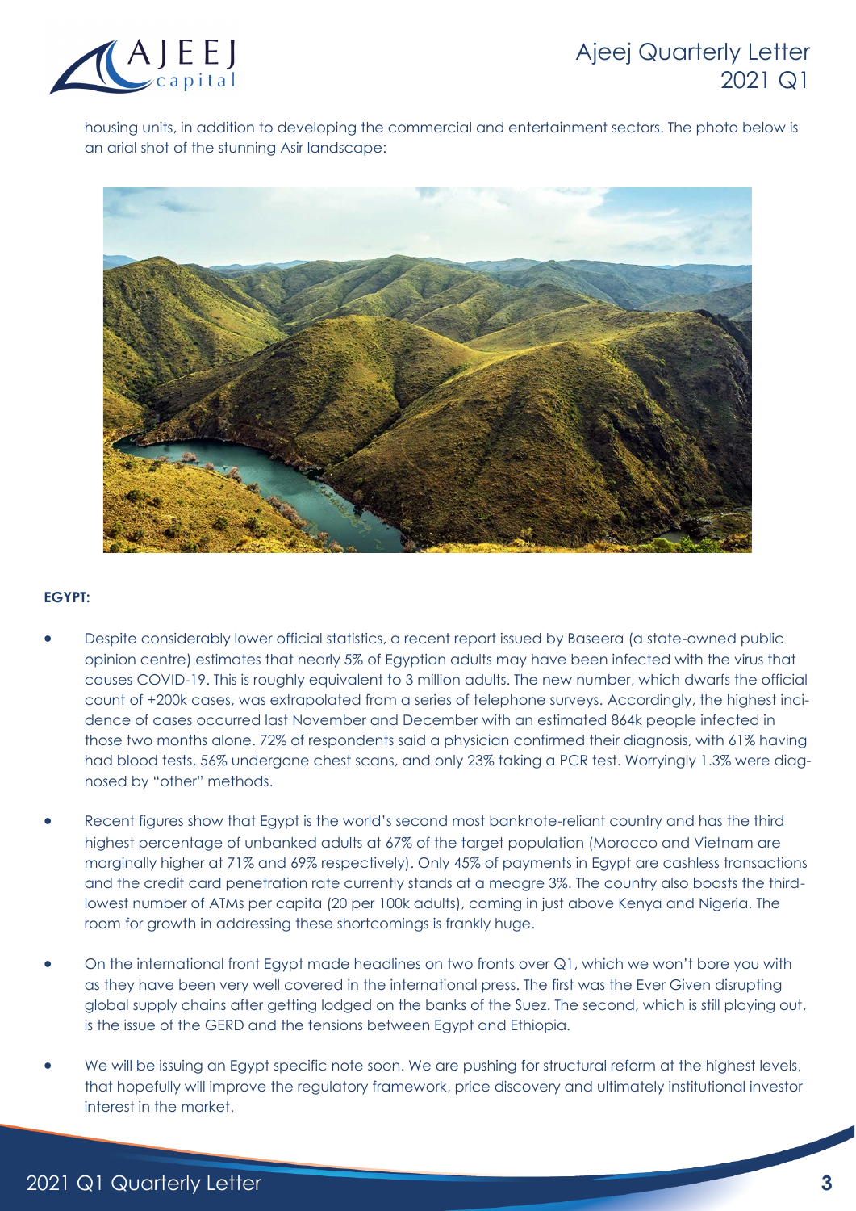housing units, in addition to developing the commercial and entertainment sectors. The photo below is an arial shot of the stunning Asir landscape:

**EGYPT:**

- Despite considerably lower official statistics, a recent report issued by Baseera (a state-owned public opinion centre) estimates that nearly 5% of Egyptian adults may have been infected with the virus that causes COVID-19. This is roughly equivalent to 3 million adults. The new number, which dwarfs the official count of +200k cases, was extrapolated from a series of telephone surveys. Accordingly, the highest incidence of cases occurred last November and December with an estimated 864k people infected in those two months alone. 72% of respondents said a physician confirmed their diagnosis, with 61% having had blood tests, 56% undergone chest scans, and only 23% taking a PCR test. Worryingly 1.3% were diagnosed by "other" methods.

- Recent figures show that Egypt is the world's second most banknote-reliant country and has the third highest percentage of unbanked adults at 67% of the target population (Morocco and Vietnam are marginally higher at 71% and 69% respectively). Only 45% of payments in Egypt are cashless transactions and the credit card penetration rate currently stands at a meagre 3%. The country also boasts the third-lowest number of ATMs per capita (20 per 100k adults), coming in just above Kenya and Nigeria. The room for growth in addressing these shortcomings is frankly huge.

- On the international front Egypt made headlines on two fronts over Q1, which we won't bore you with as they have been very well covered in the international press. The first was the Ever Given disrupting global supply chains after getting lodged on the banks of the Suez. The second, which is still playing out, is the issue of the GERD and the tensions between Egypt and Ethiopia.

- We will be issuing an Egypt specific note soon. We are pushing for structural reform at the highest levels, that hopefully will improve the regulatory framework, price discovery and ultimately institutional investor interest in the market.